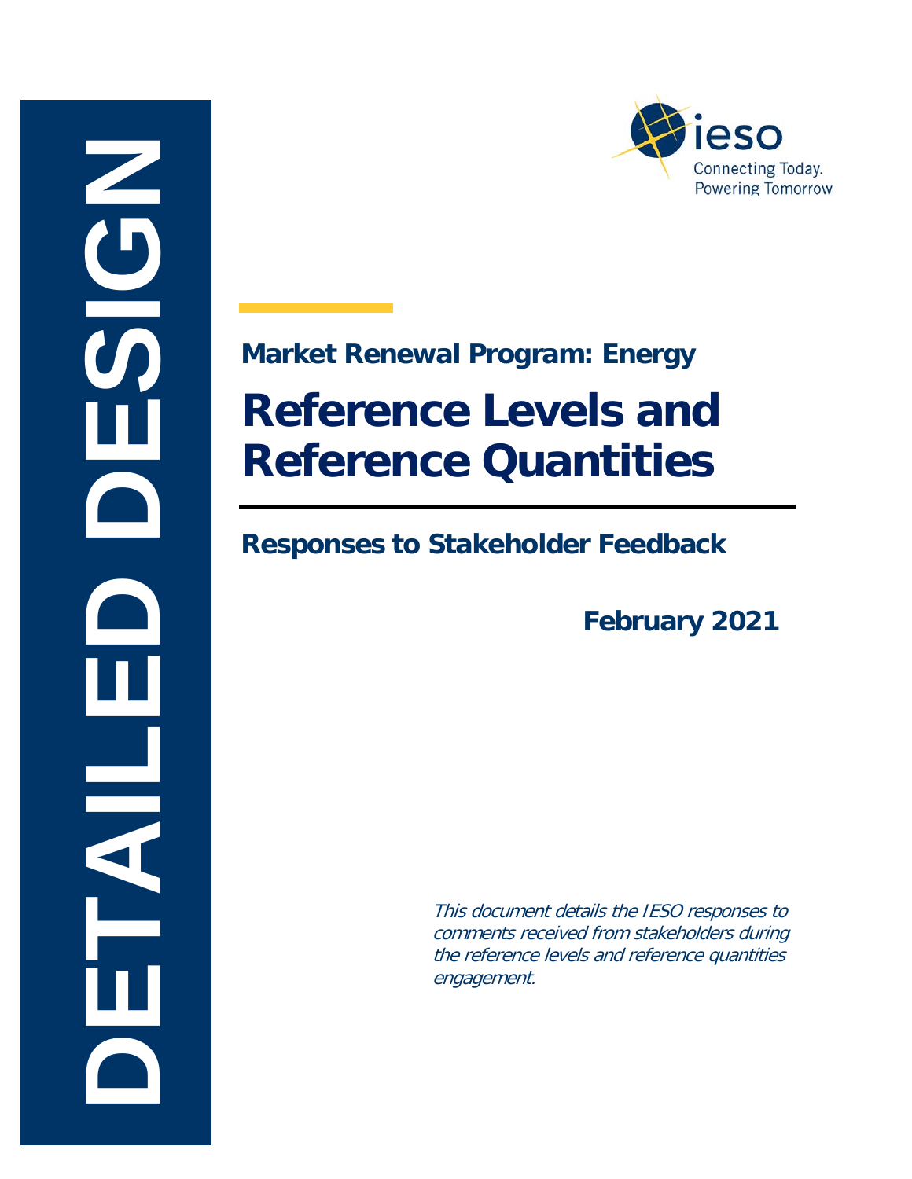DETAILED DESIGN

ieso

Connecting Today.
Powering Tomorrow.

## Market Renewal Program: Energy

# Reference Levels and Reference Quantities

## Responses to Stakeholder Feedback

**February 2021**

*This document details the IESO responses to comments received from stakeholders during the reference levels and reference quantities engagement.*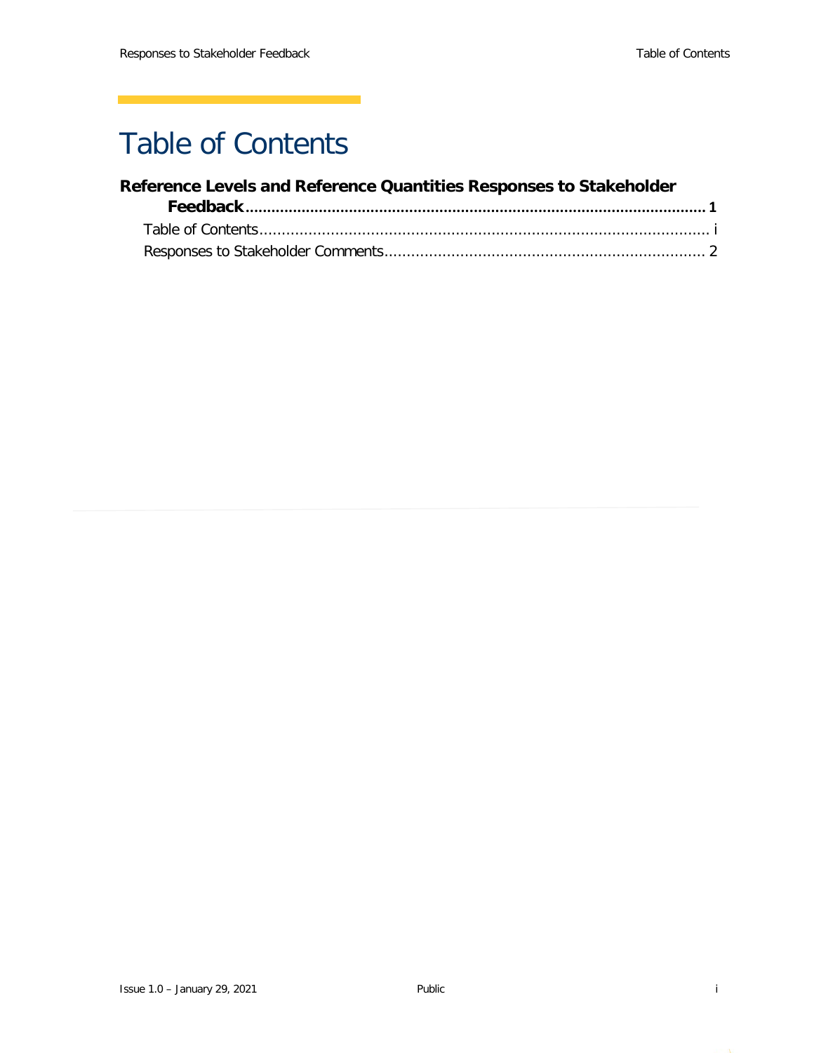# Table of Contents

**Reference Levels and Reference Quantities Responses to Stakeholder Feedback........................................................................................................ 1**

Table of Contents..................................................................................................... i

Responses to Stakeholder Comments....................................................................... 2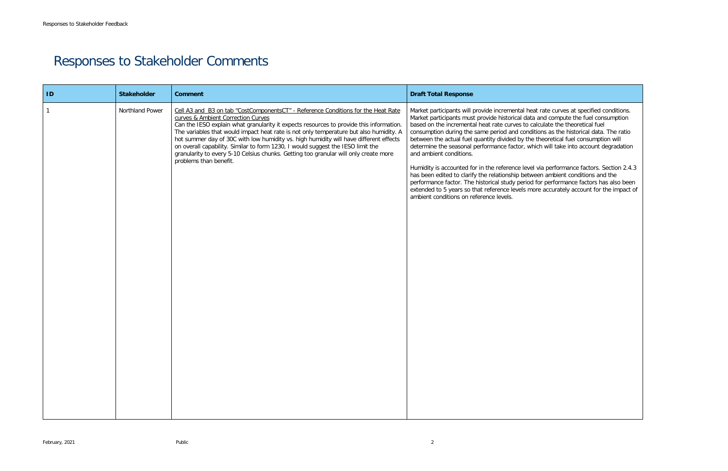# Responses to Stakeholder Comments

| ID | Stakeholder | Comment | Draft Total Response |
|---|---|---|---|
| 1 | Northland Power | Cell A3 and B3 on tab "CostComponentsCT" - Reference Conditions for the Heat Rate curves & Ambient Correction Curves<br>Can the IESO explain what granularity it expects resources to provide this information. The variables that would impact heat rate is not only temperature but also humidity. A hot summer day of 30C with low humidity vs. high humidity will have different effects on overall capability. Similar to form 1230, I would suggest the IESO limit the granularity to every 5-10 Celsius chunks. Getting too granular will only create more problems than benefit. | Market participants will provide incremental heat rate curves at specified conditions. Market participants must provide historical data and compute the fuel consumption based on the incremental heat rate curves to calculate the theoretical fuel consumption during the same period and conditions as the historical data. The ratio between the actual fuel quantity divided by the theoretical fuel consumption will determine the seasonal performance factor, which will take into account degradation and ambient conditions.<br><br>Humidity is accounted for in the reference level via performance factors. Section 2.4.3 has been edited to clarify the relationship between ambient conditions and the performance factor. The historical study period for performance factors has also been extended to 5 years so that reference levels more accurately account for the impact of ambient conditions on reference levels. |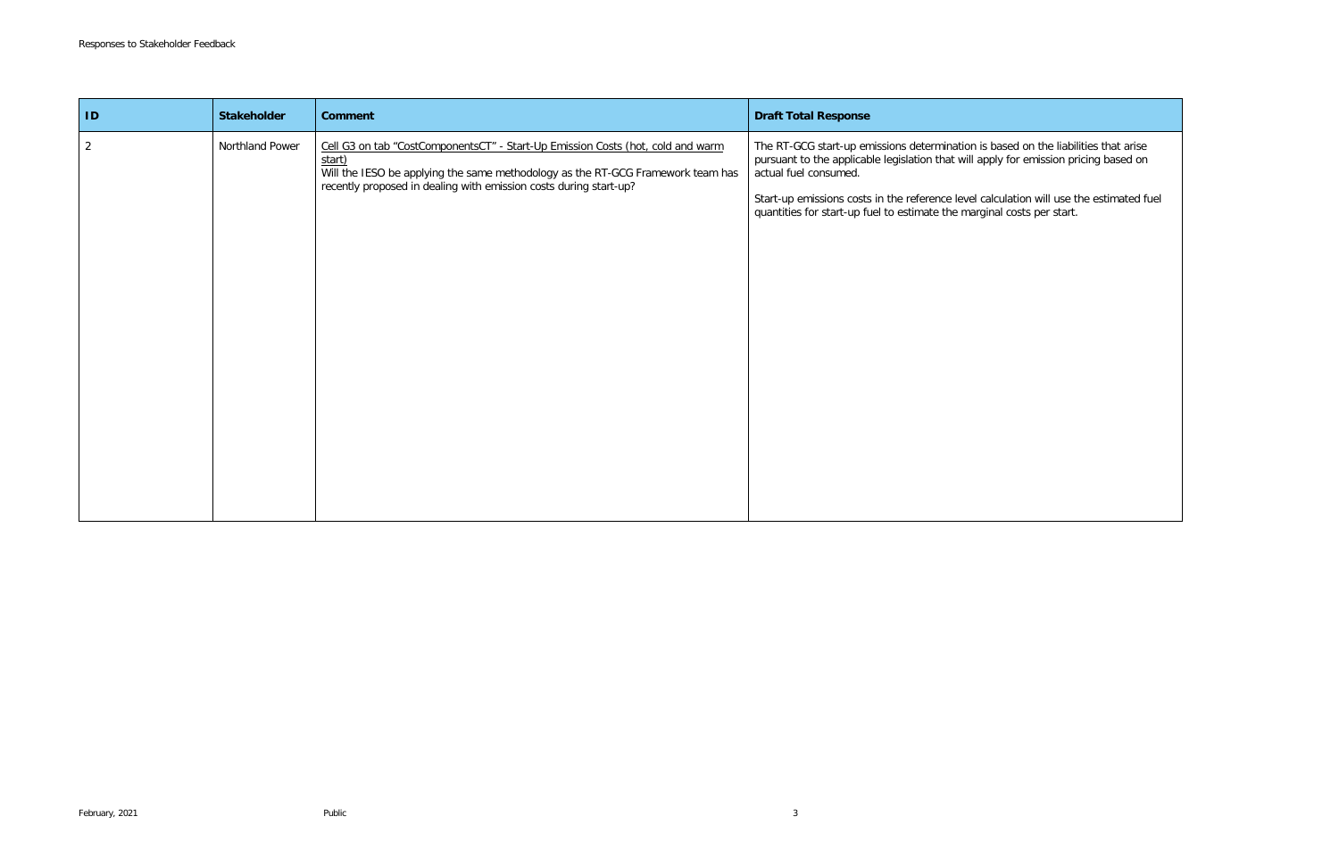| ID | Stakeholder | Comment | Draft Total Response |
|---|---|---|---|
| 2 | Northland Power | Cell G3 on tab "CostComponentsCT" - Start-Up Emission Costs (hot, cold and warm start)<br>Will the IESO be applying the same methodology as the RT-GCG Framework team has recently proposed in dealing with emission costs during start-up? | The RT-GCG start-up emissions determination is based on the liabilities that arise pursuant to the applicable legislation that will apply for emission pricing based on actual fuel consumed.<br><br>Start-up emissions costs in the reference level calculation will use the estimated fuel quantities for start-up fuel to estimate the marginal costs per start. |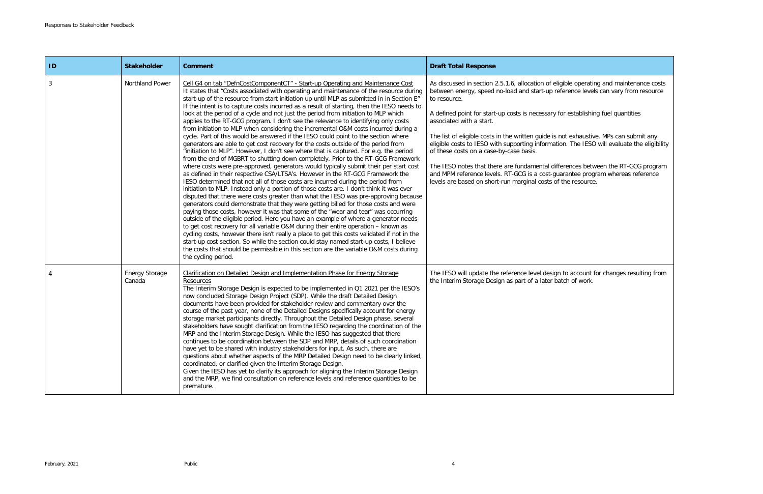| ID | Stakeholder | Comment | Draft Total Response |
|---|---|---|---|
| 3 | Northland Power | Cell G4 on tab "DefnCostComponentCT" - Start-up Operating and Maintenance Cost<br>It states that "Costs associated with operating and maintenance of the resource during start-up of the resource from start initiation up until MLP as submitted in in Section E" If the intent is to capture costs incurred as a result of starting, then the IESO needs to look at the period of a cycle and not just the period from initiation to MLP which applies to the RT-GCG program. I don't see the relevance to identifying only costs from initiation to MLP when considering the incremental O&M costs incurred during a cycle. Part of this would be answered if the IESO could point to the section where generators are able to get cost recovery for the costs outside of the period from "initiation to MLP". However, I don't see where that is captured. For e.g. the period from the end of MGBRT to shutting down completely. Prior to the RT-GCG Framework where costs were pre-approved, generators would typically submit their per start cost as defined in their respective CSA/LTSA's. However in the RT-GCG Framework the IESO determined that not all of those costs are incurred during the period from initiation to MLP. Instead only a portion of those costs are. I don't think it was ever disputed that there were costs greater than what the IESO was pre-approving because generators could demonstrate that they were getting billed for those costs and were paying those costs, however it was that some of the "wear and tear" was occurring outside of the eligible period. Here you have an example of where a generator needs to get cost recovery for all variable O&M during their entire operation – known as cycling costs, however there isn't really a place to get this costs validated if not in the start-up cost section. So while the section could stay named start-up costs, I believe the costs that should be permissible in this section are the variable O&M costs during the cycling period. | As discussed in section 2.5.1.6, allocation of eligible operating and maintenance costs between energy, speed no-load and start-up reference levels can vary from resource to resource.<br><br>A defined point for start-up costs is necessary for establishing fuel quantities associated with a start.<br><br>The list of eligible costs in the written guide is not exhaustive. MPs can submit any eligible costs to IESO with supporting information. The IESO will evaluate the eligibility of these costs on a case-by-case basis.<br><br>The IESO notes that there are fundamental differences between the RT-GCG program and MPM reference levels. RT-GCG is a cost-guarantee program whereas reference levels are based on short-run marginal costs of the resource. |
| 4 | Energy Storage Canada | Clarification on Detailed Design and Implementation Phase for Energy Storage Resources<br>The Interim Storage Design is expected to be implemented in Q1 2021 per the IESO's now concluded Storage Design Project (SDP). While the draft Detailed Design documents have been provided for stakeholder review and commentary over the course of the past year, none of the Detailed Designs specifically account for energy storage market participants directly. Throughout the Detailed Design phase, several stakeholders have sought clarification from the IESO regarding the coordination of the MRP and the Interim Storage Design. While the IESO has suggested that there continues to be coordination between the SDP and MRP, details of such coordination have yet to be shared with industry stakeholders for input. As such, there are questions about whether aspects of the MRP Detailed Design need to be clearly linked, coordinated, or clarified given the Interim Storage Design.<br>Given the IESO has yet to clarify its approach for aligning the Interim Storage Design and the MRP, we find consultation on reference levels and reference quantities to be premature. | The IESO will update the reference level design to account for changes resulting from the Interim Storage Design as part of a later batch of work. |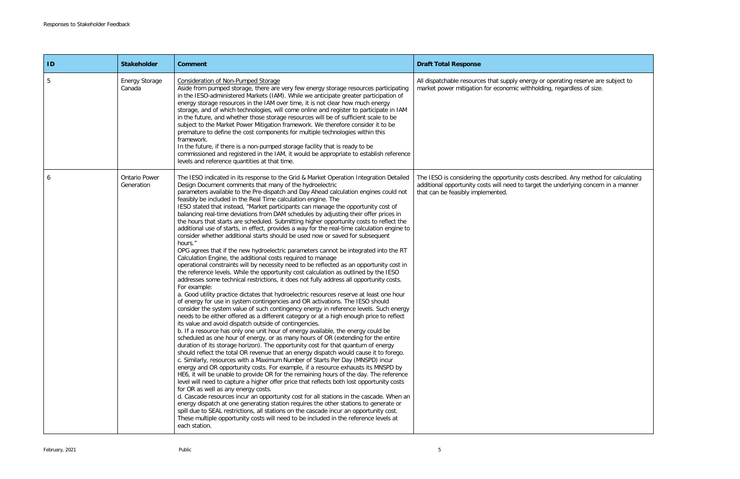| ID | Stakeholder | Comment | Draft Total Response |
|---|---|---|---|
| 5 | Energy Storage Canada | Consideration of Non-Pumped Storage<br>Aside from pumped storage, there are very few energy storage resources participating in the IESO-administered Markets (IAM). While we anticipate greater participation of energy storage resources in the IAM over time, it is not clear how much energy storage, and of which technologies, will come online and register to participate in IAM in the future, and whether those storage resources will be of sufficient scale to be subject to the Market Power Mitigation framework. We therefore consider it to be premature to define the cost components for multiple technologies within this framework.<br>In the future, if there is a non-pumped storage facility that is ready to be commissioned and registered in the IAM, it would be appropriate to establish reference levels and reference quantities at that time. | All dispatchable resources that supply energy or operating reserve are subject to market power mitigation for economic withholding, regardless of size. |
| 6 | Ontario Power Generation | The IESO indicated in its response to the Grid & Market Operation Integration Detailed Design Document comments that many of the hydroelectric parameters available to the Pre-dispatch and Day Ahead calculation engines could not feasibly be included in the Real Time calculation engine. The IESO stated that instead, "Market participants can manage the opportunity cost of balancing real-time deviations from DAM schedules by adjusting their offer prices in the hours that starts are scheduled. Submitting higher opportunity costs to reflect the additional use of starts, in effect, provides a way for the real-time calculation engine to consider whether additional starts should be used now or saved for subsequent hours."<br>OPG agrees that if the new hydroelectric parameters cannot be integrated into the RT Calculation Engine, the additional costs required to manage operational constraints will by necessity need to be reflected as an opportunity cost in the reference levels. While the opportunity cost calculation as outlined by the IESO addresses some technical restrictions, it does not fully address all opportunity costs. For example:<br>a. Good utility practice dictates that hydroelectric resources reserve at least one hour of energy for use in system contingencies and OR activations. The IESO should consider the system value of such contingency energy in reference levels. Such energy needs to be either offered as a different category or at a high enough price to reflect its value and avoid dispatch outside of contingencies.<br>b. If a resource has only one unit hour of energy available, the energy could be scheduled as one hour of energy, or as many hours of OR (extending for the entire duration of its storage horizon). The opportunity cost for that quantum of energy should reflect the total OR revenue that an energy dispatch would cause it to forego.<br>c. Similarly, resources with a Maximum Number of Starts Per Day (MNSPD) incur energy and OR opportunity costs. For example, if a resource exhausts its MNSPD by HE6, it will be unable to provide OR for the remaining hours of the day. The reference level will need to capture a higher offer price that reflects both lost opportunity costs for OR as well as any energy costs.<br>d. Cascade resources incur an opportunity cost for all stations in the cascade. When an energy dispatch at one generating station requires the other stations to generate or spill due to SEAL restrictions, all stations on the cascade incur an opportunity cost. These multiple opportunity costs will need to be included in the reference levels at each station. | The IESO is considering the opportunity costs described. Any method for calculating additional opportunity costs will need to target the underlying concern in a manner that can be feasibly implemented. |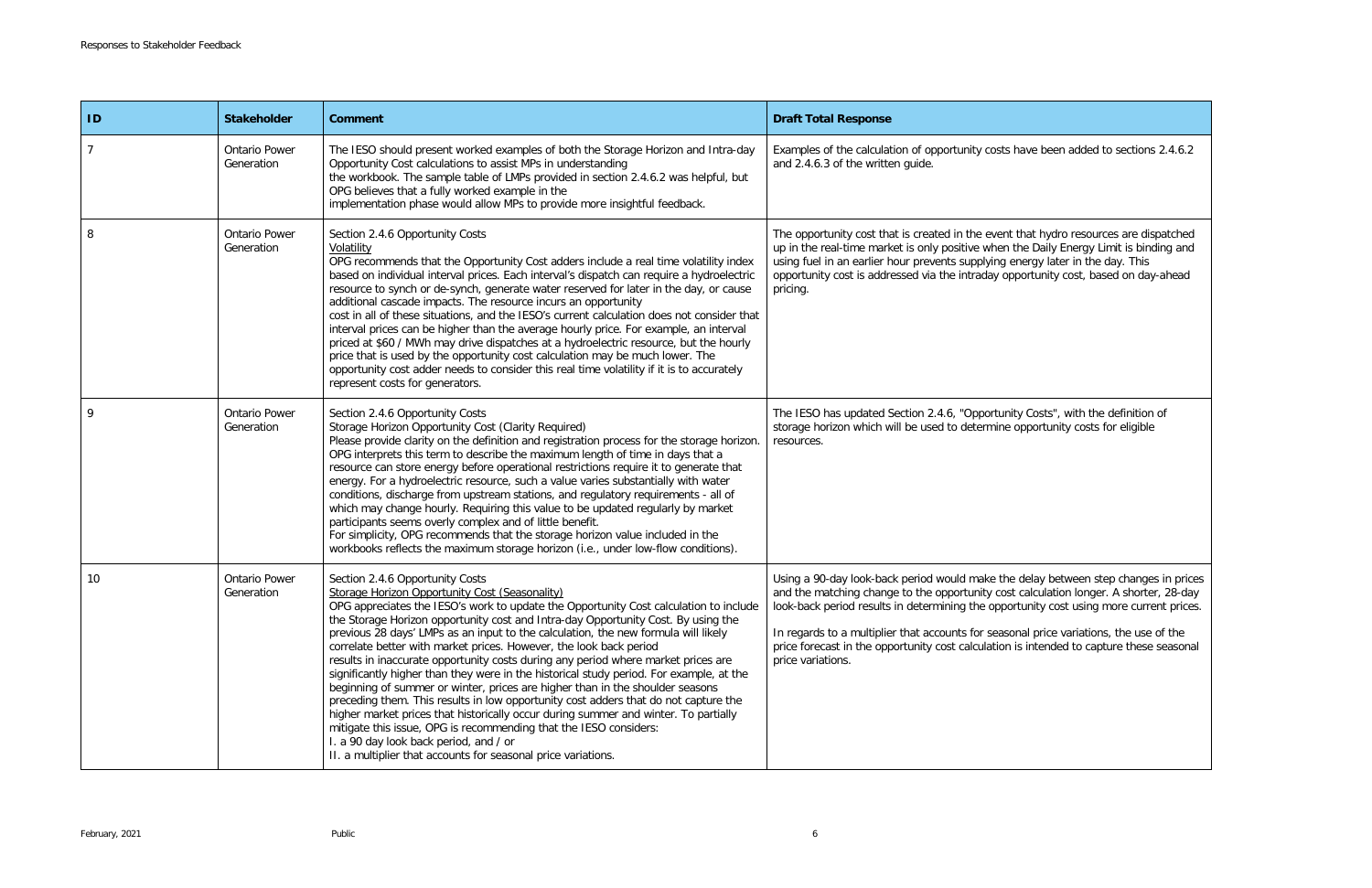| ID | Stakeholder | Comment | Draft Total Response |
| --- | --- | --- | --- |
| 7 | Ontario Power Generation | The IESO should present worked examples of both the Storage Horizon and Intra-day Opportunity Cost calculations to assist MPs in understanding the workbook. The sample table of LMPs provided in section 2.4.6.2 was helpful, but OPG believes that a fully worked example in the implementation phase would allow MPs to provide more insightful feedback. | Examples of the calculation of opportunity costs have been added to sections 2.4.6.2 and 2.4.6.3 of the written guide. |
| 8 | Ontario Power Generation | Section 2.4.6 Opportunity Costs<br>Volatility<br>OPG recommends that the Opportunity Cost adders include a real time volatility index based on individual interval prices. Each interval's dispatch can require a hydroelectric resource to synch or de-synch, generate water reserved for later in the day, or cause additional cascade impacts. The resource incurs an opportunity cost in all of these situations, and the IESO's current calculation does not consider that interval prices can be higher than the average hourly price. For example, an interval priced at $60 / MWh may drive dispatches at a hydroelectric resource, but the hourly price that is used by the opportunity cost calculation may be much lower. The opportunity cost adder needs to consider this real time volatility if it is to accurately represent costs for generators. | The opportunity cost that is created in the event that hydro resources are dispatched up in the real-time market is only positive when the Daily Energy Limit is binding and using fuel in an earlier hour prevents supplying energy later in the day. This opportunity cost is addressed via the intraday opportunity cost, based on day-ahead pricing. |
| 9 | Ontario Power Generation | Section 2.4.6 Opportunity Costs<br>Storage Horizon Opportunity Cost (Clarity Required)<br>Please provide clarity on the definition and registration process for the storage horizon. OPG interprets this term to describe the maximum length of time in days that a resource can store energy before operational restrictions require it to generate that energy. For a hydroelectric resource, such a value varies substantially with water conditions, discharge from upstream stations, and regulatory requirements - all of which may change hourly. Requiring this value to be updated regularly by market participants seems overly complex and of little benefit.<br>For simplicity, OPG recommends that the storage horizon value included in the workbooks reflects the maximum storage horizon (i.e., under low-flow conditions). | The IESO has updated Section 2.4.6, "Opportunity Costs", with the definition of storage horizon which will be used to determine opportunity costs for eligible resources. |
| 10 | Ontario Power Generation | Section 2.4.6 Opportunity Costs<br>Storage Horizon Opportunity Cost (Seasonality)<br>OPG appreciates the IESO's work to update the Opportunity Cost calculation to include the Storage Horizon opportunity cost and Intra-day Opportunity Cost. By using the previous 28 days' LMPs as an input to the calculation, the new formula will likely correlate better with market prices. However, the look back period results in inaccurate opportunity costs during any period where market prices are significantly higher than they were in the historical study period. For example, at the beginning of summer or winter, prices are higher than in the shoulder seasons preceding them. This results in low opportunity cost adders that do not capture the higher market prices that historically occur during summer and winter. To partially mitigate this issue, OPG is recommending that the IESO considers:<br>I. a 90 day look back period, and / or<br>II. a multiplier that accounts for seasonal price variations. | Using a 90-day look-back period would make the delay between step changes in prices and the matching change to the opportunity cost calculation longer. A shorter, 28-day look-back period results in determining the opportunity cost using more current prices.<br><br>In regards to a multiplier that accounts for seasonal price variations, the use of the price forecast in the opportunity cost calculation is intended to capture these seasonal price variations. |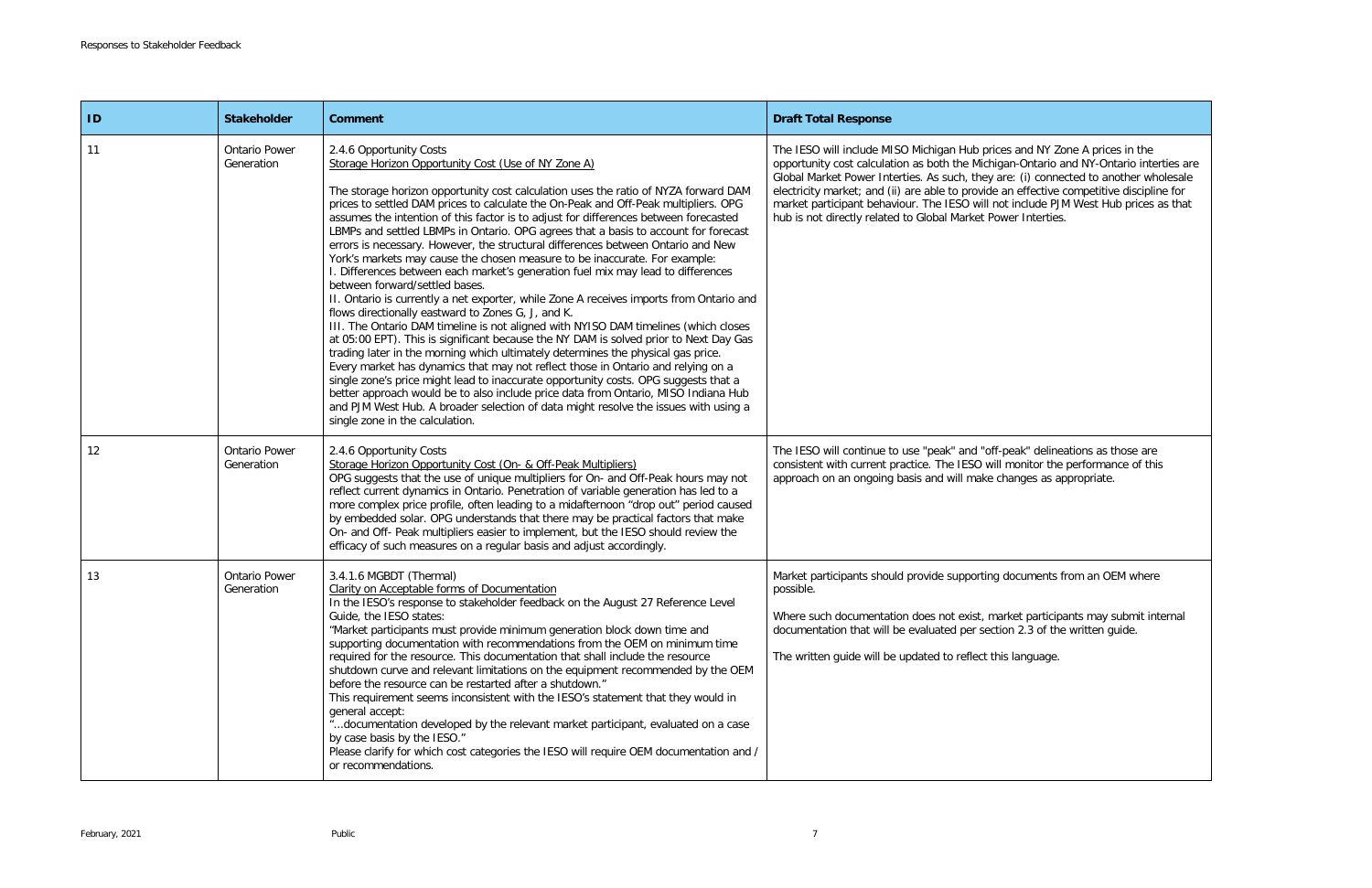| ID | Stakeholder | Comment | Draft Total Response |
|---|---|---|---|
| 11 | Ontario Power Generation | 2.4.6 Opportunity Costs<br>Storage Horizon Opportunity Cost (Use of NY Zone A)<br><br>The storage horizon opportunity cost calculation uses the ratio of NYZA forward DAM prices to settled DAM prices to calculate the On-Peak and Off-Peak multipliers. OPG assumes the intention of this factor is to adjust for differences between forecasted LBMPs and settled LBMPs in Ontario. OPG agrees that a basis to account for forecast errors is necessary. However, the structural differences between Ontario and New York's markets may cause the chosen measure to be inaccurate. For example:<br>I. Differences between each market's generation fuel mix may lead to differences between forward/settled bases.<br>II. Ontario is currently a net exporter, while Zone A receives imports from Ontario and flows directionally eastward to Zones G, J, and K.<br>III. The Ontario DAM timeline is not aligned with NYISO DAM timelines (which closes at 05:00 EPT). This is significant because the NY DAM is solved prior to Next Day Gas trading later in the morning which ultimately determines the physical gas price.<br>Every market has dynamics that may not reflect those in Ontario and relying on a single zone's price might lead to inaccurate opportunity costs. OPG suggests that a better approach would be to also include price data from Ontario, MISO Indiana Hub and PJM West Hub. A broader selection of data might resolve the issues with using a single zone in the calculation. | The IESO will include MISO Michigan Hub prices and NY Zone A prices in the opportunity cost calculation as both the Michigan-Ontario and NY-Ontario interties are Global Market Power Interties. As such, they are: (i) connected to another wholesale electricity market; and (ii) are able to provide an effective competitive discipline for market participant behaviour. The IESO will not include PJM West Hub prices as that hub is not directly related to Global Market Power Interties. |
| 12 | Ontario Power Generation | 2.4.6 Opportunity Costs<br>Storage Horizon Opportunity Cost (On- & Off-Peak Multipliers)<br>OPG suggests that the use of unique multipliers for On- and Off-Peak hours may not reflect current dynamics in Ontario. Penetration of variable generation has led to a more complex price profile, often leading to a midafternoon "drop out" period caused by embedded solar. OPG understands that there may be practical factors that make On- and Off- Peak multipliers easier to implement, but the IESO should review the efficacy of such measures on a regular basis and adjust accordingly. | The IESO will continue to use "peak" and "off-peak" delineations as those are consistent with current practice. The IESO will monitor the performance of this approach on an ongoing basis and will make changes as appropriate. |
| 13 | Ontario Power Generation | 3.4.1.6 MGBDT (Thermal)<br>Clarity on Acceptable forms of Documentation<br>In the IESO's response to stakeholder feedback on the August 27 Reference Level Guide, the IESO states:<br>"Market participants must provide minimum generation block down time and supporting documentation with recommendations from the OEM on minimum time required for the resource. This documentation that shall include the resource shutdown curve and relevant limitations on the equipment recommended by the OEM before the resource can be restarted after a shutdown."<br>This requirement seems inconsistent with the IESO's statement that they would in general accept:<br>"…documentation developed by the relevant market participant, evaluated on a case by case basis by the IESO."<br>Please clarify for which cost categories the IESO will require OEM documentation and / or recommendations. | Market participants should provide supporting documents from an OEM where possible.<br><br>Where such documentation does not exist, market participants may submit internal documentation that will be evaluated per section 2.3 of the written guide.<br><br>The written guide will be updated to reflect this language. |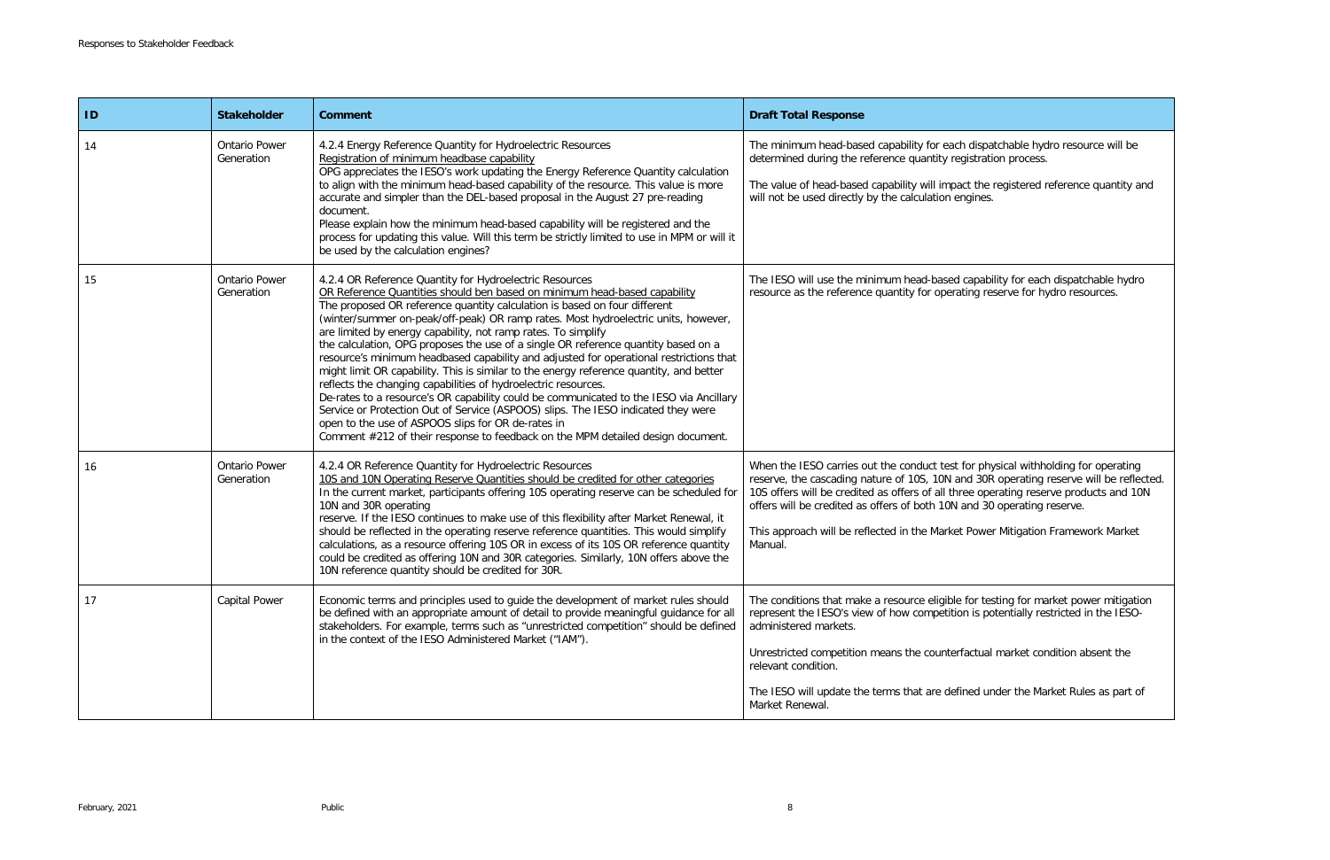| ID | Stakeholder | Comment | Draft Total Response |
|---|---|---|---|
| 14 | Ontario Power Generation | 4.2.4 Energy Reference Quantity for Hydroelectric Resources<br>Registration of minimum headbase capability<br>OPG appreciates the IESO's work updating the Energy Reference Quantity calculation to align with the minimum head-based capability of the resource. This value is more accurate and simpler than the DEL-based proposal in the August 27 pre-reading document.<br>Please explain how the minimum head-based capability will be registered and the process for updating this value. Will this term be strictly limited to use in MPM or will it be used by the calculation engines? | The minimum head-based capability for each dispatchable hydro resource will be determined during the reference quantity registration process.<br><br>The value of head-based capability will impact the registered reference quantity and will not be used directly by the calculation engines. |
| 15 | Ontario Power Generation | 4.2.4 OR Reference Quantity for Hydroelectric Resources<br>OR Reference Quantities should ben based on minimum head-based capability<br>The proposed OR reference quantity calculation is based on four different (winter/summer on-peak/off-peak) OR ramp rates. Most hydroelectric units, however, are limited by energy capability, not ramp rates. To simplify the calculation, OPG proposes the use of a single OR reference quantity based on a resource's minimum headbased capability and adjusted for operational restrictions that might limit OR capability. This is similar to the energy reference quantity, and better reflects the changing capabilities of hydroelectric resources.<br>De-rates to a resource's OR capability could be communicated to the IESO via Ancillary Service or Protection Out of Service (ASPOOS) slips. The IESO indicated they were open to the use of ASPOOS slips for OR de-rates in Comment #212 of their response to feedback on the MPM detailed design document. | The IESO will use the minimum head-based capability for each dispatchable hydro resource as the reference quantity for operating reserve for hydro resources. |
| 16 | Ontario Power Generation | 4.2.4 OR Reference Quantity for Hydroelectric Resources<br>10S and 10N Operating Reserve Quantities should be credited for other categories<br>In the current market, participants offering 10S operating reserve can be scheduled for 10N and 30R operating reserve. If the IESO continues to make use of this flexibility after Market Renewal, it should be reflected in the operating reserve reference quantities. This would simplify calculations, as a resource offering 10S OR in excess of its 10S OR reference quantity could be credited as offering 10N and 30R categories. Similarly, 10N offers above the 10N reference quantity should be credited for 30R. | When the IESO carries out the conduct test for physical withholding for operating reserve, the cascading nature of 10S, 10N and 30R operating reserve will be reflected. 10S offers will be credited as offers of all three operating reserve products and 10N offers will be credited as offers of both 10N and 30 operating reserve.<br><br>This approach will be reflected in the Market Power Mitigation Framework Market Manual. |
| 17 | Capital Power | Economic terms and principles used to guide the development of market rules should be defined with an appropriate amount of detail to provide meaningful guidance for all stakeholders. For example, terms such as "unrestricted competition" should be defined in the context of the IESO Administered Market ("IAM"). | The conditions that make a resource eligible for testing for market power mitigation represent the IESO's view of how competition is potentially restricted in the IESO-administered markets.<br><br>Unrestricted competition means the counterfactual market condition absent the relevant condition.<br><br>The IESO will update the terms that are defined under the Market Rules as part of Market Renewal. |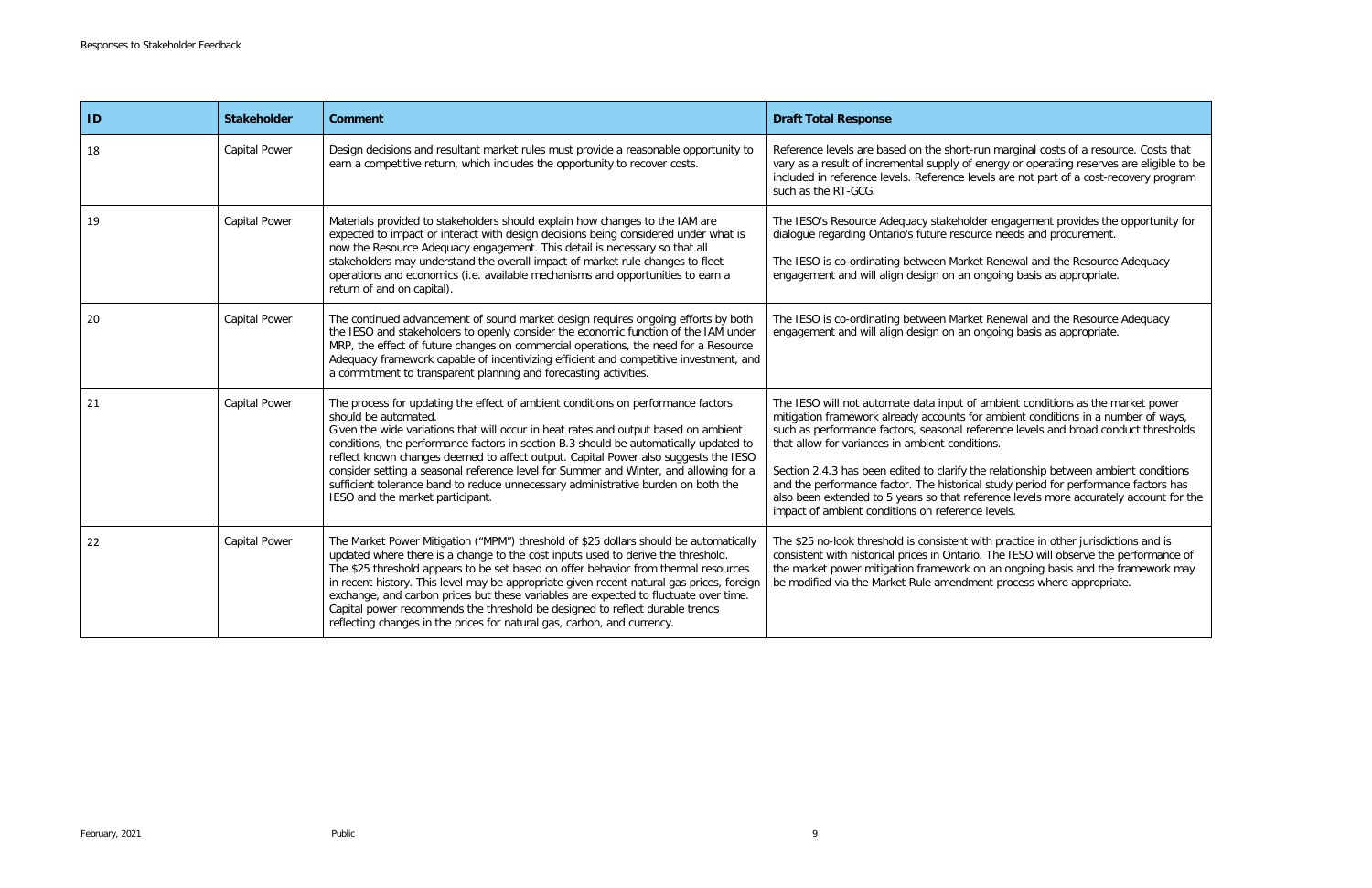| ID | Stakeholder | Comment | Draft Total Response |
|---|---|---|---|
| 18 | Capital Power | Design decisions and resultant market rules must provide a reasonable opportunity to earn a competitive return, which includes the opportunity to recover costs. | Reference levels are based on the short-run marginal costs of a resource. Costs that vary as a result of incremental supply of energy or operating reserves are eligible to be included in reference levels. Reference levels are not part of a cost-recovery program such as the RT-GCG. |
| 19 | Capital Power | Materials provided to stakeholders should explain how changes to the IAM are expected to impact or interact with design decisions being considered under what is now the Resource Adequacy engagement. This detail is necessary so that all stakeholders may understand the overall impact of market rule changes to fleet operations and economics (i.e. available mechanisms and opportunities to earn a return of and on capital). | The IESO's Resource Adequacy stakeholder engagement provides the opportunity for dialogue regarding Ontario's future resource needs and procurement.<br><br>The IESO is co-ordinating between Market Renewal and the Resource Adequacy engagement and will align design on an ongoing basis as appropriate. |
| 20 | Capital Power | The continued advancement of sound market design requires ongoing efforts by both the IESO and stakeholders to openly consider the economic function of the IAM under MRP, the effect of future changes on commercial operations, the need for a Resource Adequacy framework capable of incentivizing efficient and competitive investment, and a commitment to transparent planning and forecasting activities. | The IESO is co-ordinating between Market Renewal and the Resource Adequacy engagement and will align design on an ongoing basis as appropriate. |
| 21 | Capital Power | The process for updating the effect of ambient conditions on performance factors should be automated.<br>Given the wide variations that will occur in heat rates and output based on ambient conditions, the performance factors in section B.3 should be automatically updated to reflect known changes deemed to affect output. Capital Power also suggests the IESO consider setting a seasonal reference level for Summer and Winter, and allowing for a sufficient tolerance band to reduce unnecessary administrative burden on both the IESO and the market participant. | The IESO will not automate data input of ambient conditions as the market power mitigation framework already accounts for ambient conditions in a number of ways, such as performance factors, seasonal reference levels and broad conduct thresholds that allow for variances in ambient conditions.<br><br>Section 2.4.3 has been edited to clarify the relationship between ambient conditions and the performance factor. The historical study period for performance factors has also been extended to 5 years so that reference levels more accurately account for the impact of ambient conditions on reference levels. |
| 22 | Capital Power | The Market Power Mitigation ("MPM") threshold of $25 dollars should be automatically updated where there is a change to the cost inputs used to derive the threshold.<br>The $25 threshold appears to be set based on offer behavior from thermal resources in recent history. This level may be appropriate given recent natural gas prices, foreign exchange, and carbon prices but these variables are expected to fluctuate over time. Capital power recommends the threshold be designed to reflect durable trends reflecting changes in the prices for natural gas, carbon, and currency. | The $25 no-look threshold is consistent with practice in other jurisdictions and is consistent with historical prices in Ontario. The IESO will observe the performance of the market power mitigation framework on an ongoing basis and the framework may be modified via the Market Rule amendment process where appropriate. |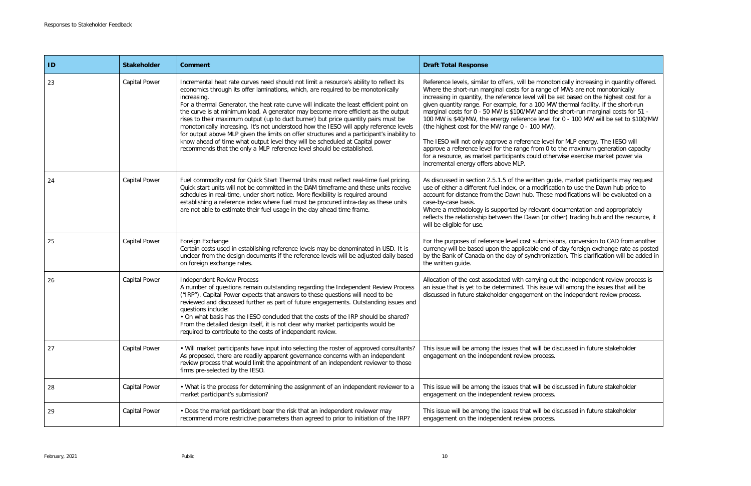| ID | Stakeholder | Comment | Draft Total Response |
|---|---|---|---|
| 23 | Capital Power | Incremental heat rate curves need should not limit a resource's ability to reflect its economics through its offer laminations, which, are required to be monotonically increasing.<br>For a thermal Generator, the heat rate curve will indicate the least efficient point on the curve is at minimum load. A generator may become more efficient as the output rises to their maximum output (up to duct burner) but price quantity pairs must be monotonically increasing. It's not understood how the IESO will apply reference levels for output above MLP given the limits on offer structures and a participant's inability to know ahead of time what output level they will be scheduled at Capital power recommends that the only a MLP reference level should be established. | Reference levels, similar to offers, will be monotonically increasing in quantity offered. Where the short-run marginal costs for a range of MWs are not monotonically increasing in quantity, the reference level will be set based on the highest cost for a given quantity range. For example, for a 100 MW thermal facility, if the short-run marginal costs for 0 - 50 MW is $100/MW and the short-run marginal costs for 51 - 100 MW is $40/MW, the energy reference level for 0 - 100 MW will be set to $100/MW (the highest cost for the MW range 0 - 100 MW).<br><br>The IESO will not only approve a reference level for MLP energy. The IESO will approve a reference level for the range from 0 to the maximum generation capacity for a resource, as market participants could otherwise exercise market power via incremental energy offers above MLP. |
| 24 | Capital Power | Fuel commodity cost for Quick Start Thermal Units must reflect real-time fuel pricing. Quick start units will not be committed in the DAM timeframe and these units receive schedules in real-time, under short notice. More flexibility is required around establishing a reference index where fuel must be procured intra-day as these units are not able to estimate their fuel usage in the day ahead time frame. | As discussed in section 2.5.1.5 of the written guide, market participants may request use of either a different fuel index, or a modification to use the Dawn hub price to account for distance from the Dawn hub. These modifications will be evaluated on a case-by-case basis.<br>Where a methodology is supported by relevant documentation and appropriately reflects the relationship between the Dawn (or other) trading hub and the resource, it will be eligible for use. |
| 25 | Capital Power | Foreign Exchange<br>Certain costs used in establishing reference levels may be denominated in USD. It is unclear from the design documents if the reference levels will be adjusted daily based on foreign exchange rates. | For the purposes of reference level cost submissions, conversion to CAD from another currency will be based upon the applicable end of day foreign exchange rate as posted by the Bank of Canada on the day of synchronization. This clarification will be added in the written guide. |
| 26 | Capital Power | Independent Review Process<br>A number of questions remain outstanding regarding the Independent Review Process ("IRP"). Capital Power expects that answers to these questions will need to be reviewed and discussed further as part of future engagements. Outstanding issues and questions include:<br>• On what basis has the IESO concluded that the costs of the IRP should be shared? From the detailed design itself, it is not clear why market participants would be required to contribute to the costs of independent review. | Allocation of the cost associated with carrying out the independent review process is an issue that is yet to be determined. This issue will among the issues that will be discussed in future stakeholder engagement on the independent review process. |
| 27 | Capital Power | • Will market participants have input into selecting the roster of approved consultants? As proposed, there are readily apparent governance concerns with an independent review process that would limit the appointment of an independent reviewer to those firms pre-selected by the IESO. | This issue will be among the issues that will be discussed in future stakeholder engagement on the independent review process. |
| 28 | Capital Power | • What is the process for determining the assignment of an independent reviewer to a market participant's submission? | This issue will be among the issues that will be discussed in future stakeholder engagement on the independent review process. |
| 29 | Capital Power | • Does the market participant bear the risk that an independent reviewer may recommend more restrictive parameters than agreed to prior to initiation of the IRP? | This issue will be among the issues that will be discussed in future stakeholder engagement on the independent review process. |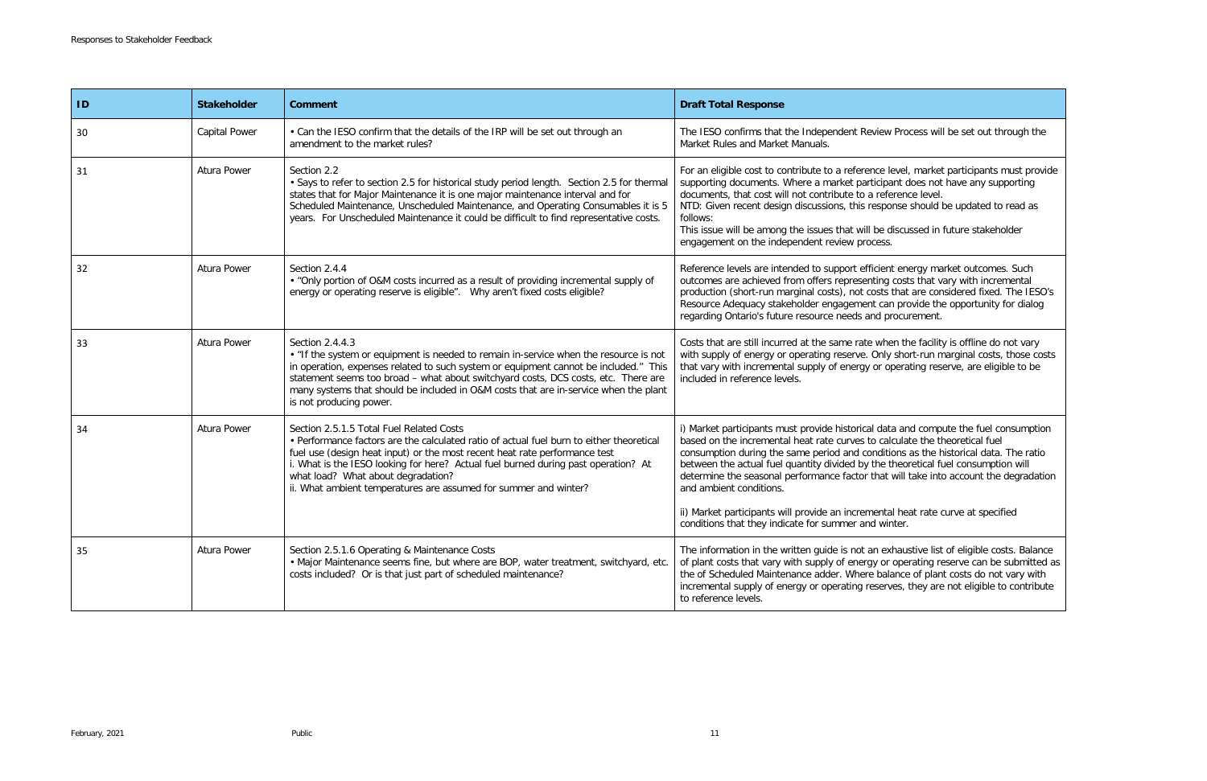| ID | Stakeholder | Comment | Draft Total Response |
| --- | --- | --- | --- |
| 30 | Capital Power | • Can the IESO confirm that the details of the IRP will be set out through an amendment to the market rules? | The IESO confirms that the Independent Review Process will be set out through the Market Rules and Market Manuals. |
| 31 | Atura Power | Section 2.2<br>• Says to refer to section 2.5 for historical study period length. Section 2.5 for thermal states that for Major Maintenance it is one major maintenance interval and for Scheduled Maintenance, Unscheduled Maintenance, and Operating Consumables it is 5 years. For Unscheduled Maintenance it could be difficult to find representative costs. | For an eligible cost to contribute to a reference level, market participants must provide supporting documents. Where a market participant does not have any supporting documents, that cost will not contribute to a reference level.<br>NTD: Given recent design discussions, this response should be updated to read as follows:<br>This issue will be among the issues that will be discussed in future stakeholder engagement on the independent review process. |
| 32 | Atura Power | Section 2.4.4<br>• "Only portion of O&M costs incurred as a result of providing incremental supply of energy or operating reserve is eligible". Why aren't fixed costs eligible? | Reference levels are intended to support efficient energy market outcomes. Such outcomes are achieved from offers representing costs that vary with incremental production (short-run marginal costs), not costs that are considered fixed. The IESO's Resource Adequacy stakeholder engagement can provide the opportunity for dialog regarding Ontario's future resource needs and procurement. |
| 33 | Atura Power | Section 2.4.4.3<br>• "If the system or equipment is needed to remain in-service when the resource is not in operation, expenses related to such system or equipment cannot be included." This statement seems too broad – what about switchyard costs, DCS costs, etc. There are many systems that should be included in O&M costs that are in-service when the plant is not producing power. | Costs that are still incurred at the same rate when the facility is offline do not vary with supply of energy or operating reserve. Only short-run marginal costs, those costs that vary with incremental supply of energy or operating reserve, are eligible to be included in reference levels. |
| 34 | Atura Power | Section 2.5.1.5 Total Fuel Related Costs<br>• Performance factors are the calculated ratio of actual fuel burn to either theoretical fuel use (design heat input) or the most recent heat rate performance test<br>i. What is the IESO looking for here? Actual fuel burned during past operation? At what load? What about degradation?<br>ii. What ambient temperatures are assumed for summer and winter? | i) Market participants must provide historical data and compute the fuel consumption based on the incremental heat rate curves to calculate the theoretical fuel consumption during the same period and conditions as the historical data. The ratio between the actual fuel quantity divided by the theoretical fuel consumption will determine the seasonal performance factor that will take into account the degradation and ambient conditions.<br><br>ii) Market participants will provide an incremental heat rate curve at specified conditions that they indicate for summer and winter. |
| 35 | Atura Power | Section 2.5.1.6 Operating & Maintenance Costs<br>• Major Maintenance seems fine, but where are BOP, water treatment, switchyard, etc. costs included? Or is that just part of scheduled maintenance? | The information in the written guide is not an exhaustive list of eligible costs. Balance of plant costs that vary with supply of energy or operating reserve can be submitted as the of Scheduled Maintenance adder. Where balance of plant costs do not vary with incremental supply of energy or operating reserves, they are not eligible to contribute to reference levels. |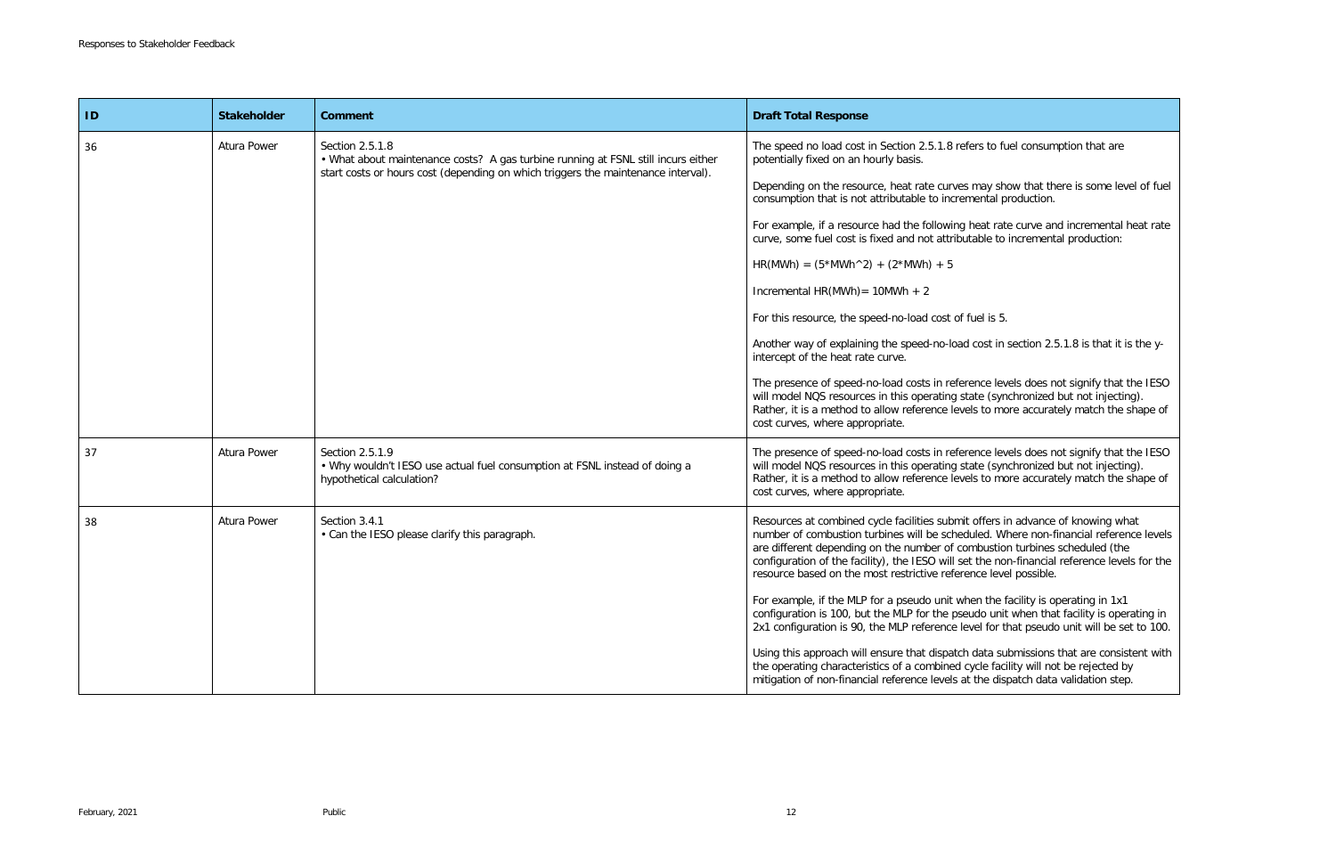| ID | Stakeholder | Comment | Draft Total Response |
| --- | --- | --- | --- |
| 36 | Atura Power | Section 2.5.1.8<br>• What about maintenance costs? A gas turbine running at FSNL still incurs either start costs or hours cost (depending on which triggers the maintenance interval). | The speed no load cost in Section 2.5.1.8 refers to fuel consumption that are potentially fixed on an hourly basis.<br><br>Depending on the resource, heat rate curves may show that there is some level of fuel consumption that is not attributable to incremental production.<br><br>For example, if a resource had the following heat rate curve and incremental heat rate curve, some fuel cost is fixed and not attributable to incremental production:<br><br>HR(MWh) = (5*MWh^2) + (2*MWh) + 5<br><br>Incremental HR(MWh)= 10MWh + 2<br><br>For this resource, the speed-no-load cost of fuel is 5.<br><br>Another way of explaining the speed-no-load cost in section 2.5.1.8 is that it is the y-intercept of the heat rate curve.<br><br>The presence of speed-no-load costs in reference levels does not signify that the IESO will model NQS resources in this operating state (synchronized but not injecting). Rather, it is a method to allow reference levels to more accurately match the shape of cost curves, where appropriate. |
| 37 | Atura Power | Section 2.5.1.9<br>• Why wouldn't IESO use actual fuel consumption at FSNL instead of doing a hypothetical calculation? | The presence of speed-no-load costs in reference levels does not signify that the IESO will model NQS resources in this operating state (synchronized but not injecting). Rather, it is a method to allow reference levels to more accurately match the shape of cost curves, where appropriate. |
| 38 | Atura Power | Section 3.4.1<br>• Can the IESO please clarify this paragraph. | Resources at combined cycle facilities submit offers in advance of knowing what number of combustion turbines will be scheduled. Where non-financial reference levels are different depending on the number of combustion turbines scheduled (the configuration of the facility), the IESO will set the non-financial reference levels for the resource based on the most restrictive reference level possible.<br><br>For example, if the MLP for a pseudo unit when the facility is operating in 1x1 configuration is 100, but the MLP for the pseudo unit when that facility is operating in 2x1 configuration is 90, the MLP reference level for that pseudo unit will be set to 100.<br><br>Using this approach will ensure that dispatch data submissions that are consistent with the operating characteristics of a combined cycle facility will not be rejected by mitigation of non-financial reference levels at the dispatch data validation step. |